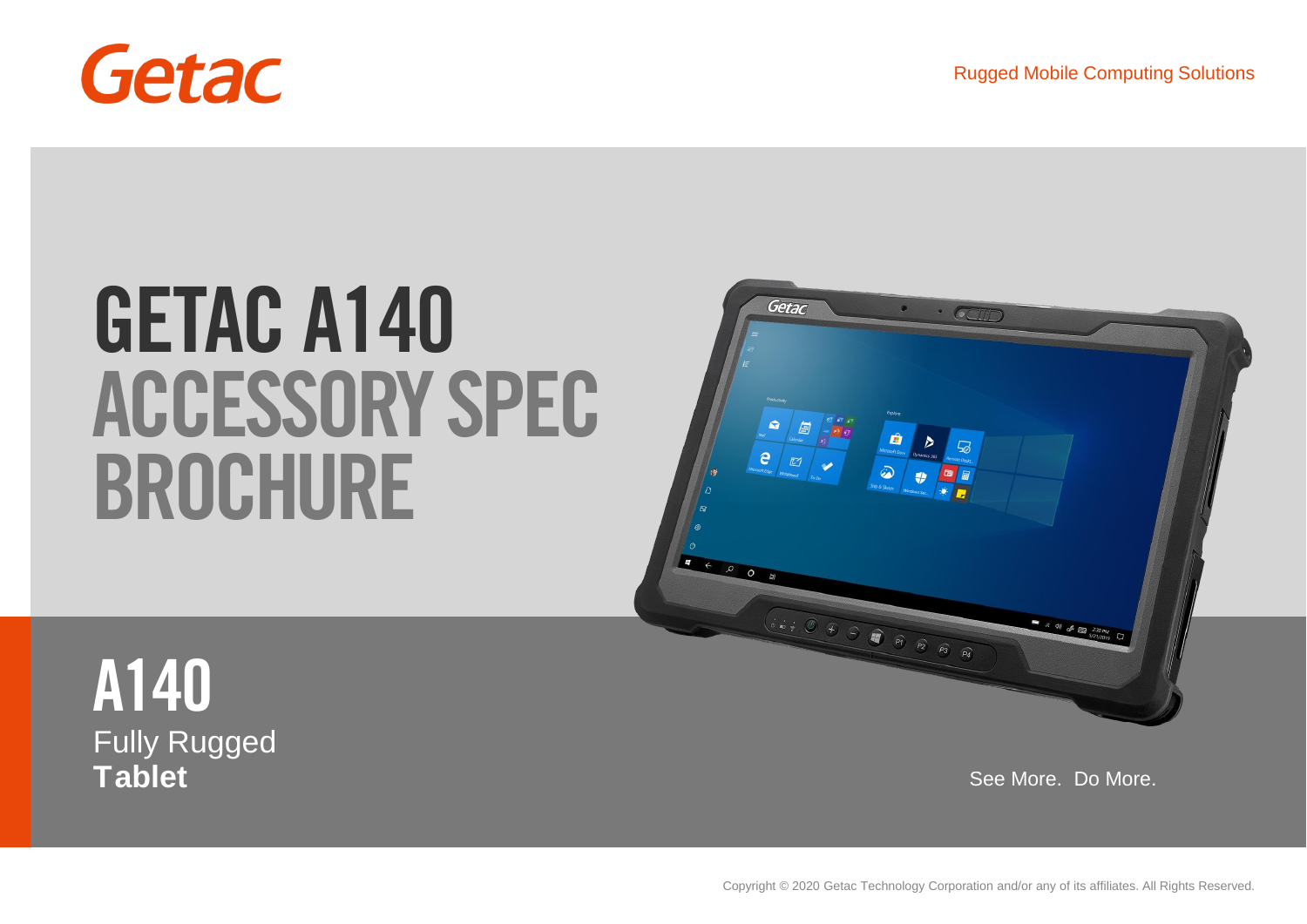Getac

Rugged Mobile Computing Solutions

# GETAC A140 ACCESSORY SPEC BROCHURE

## A140

Fully Rugged **Tablet**

See More. Do More.

Copyright © 2020 Getac Technology Corporation and/or any of its affiliates. All Rights Reserved.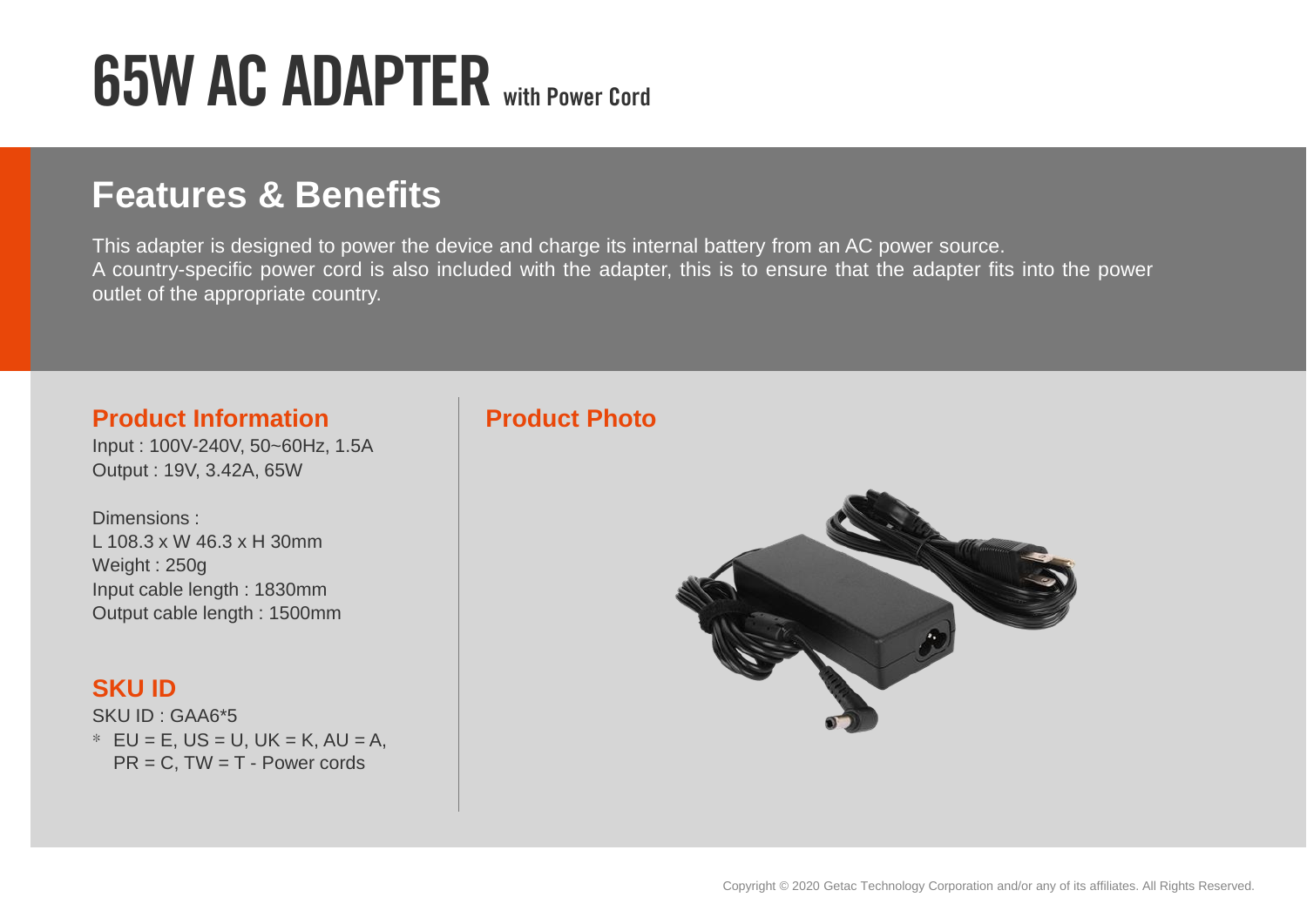# 65W AC ADAPTER with Power Cord

## Features & Benefits

This adapter is designed to power the device and charge its internal battery from an AC power source.
A country-specific power cord is also included with the adapter, this is to ensure that the adapter fits into the power outlet of the appropriate country.

### Product Information

Input : 100V-240V, 50~60Hz, 1.5A
Output : 19V, 3.42A, 65W

Dimensions :
L 108.3 x W 46.3 x H 30mm
Weight : 250g
Input cable length : 1830mm
Output cable length : 1500mm

### SKU ID

SKU ID : GAA6*5
* EU = E, US = U, UK = K, AU = A, PR = C, TW = T - Power cords

### Product Photo

Copyright © 2020 Getac Technology Corporation and/or any of its affiliates. All Rights Reserved.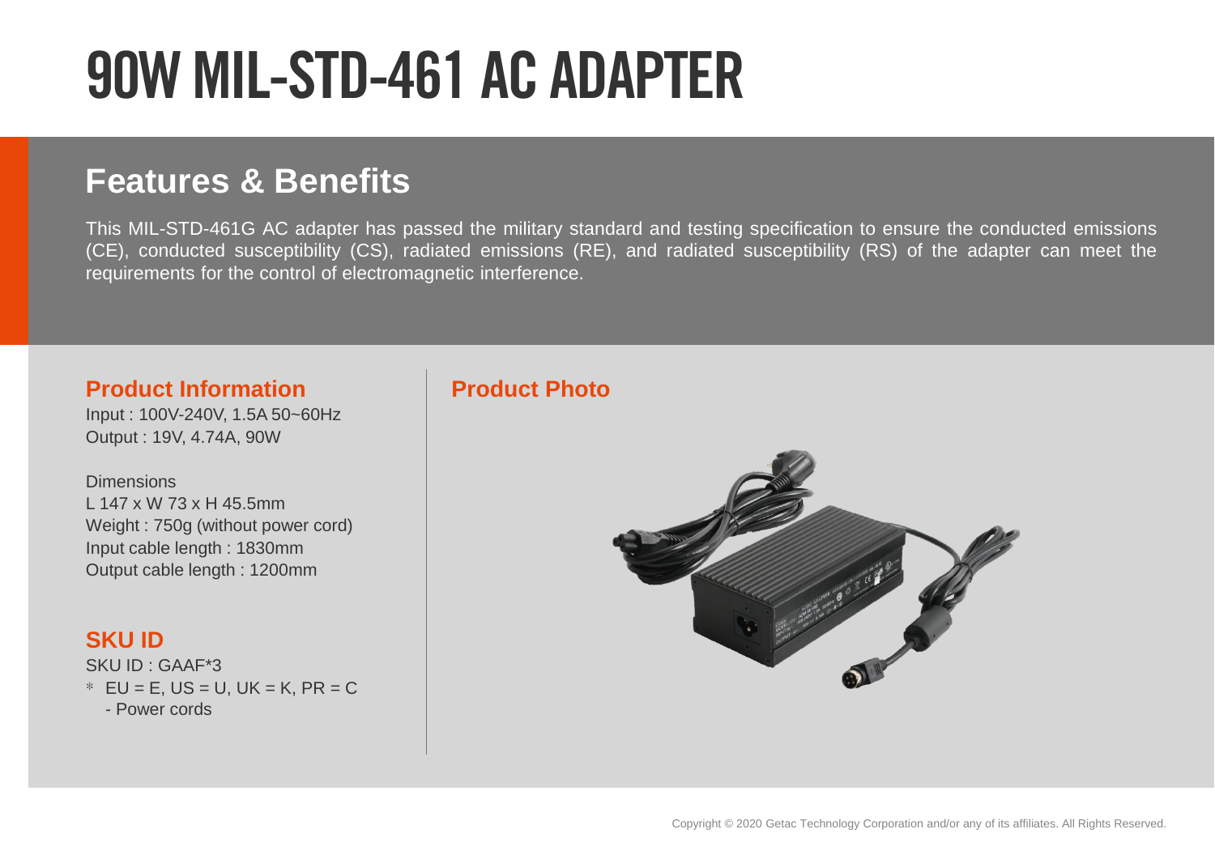# 90W MIL-STD-461 AC ADAPTER

## Features & Benefits

This MIL-STD-461G AC adapter has passed the military standard and testing specification to ensure the conducted emissions (CE), conducted susceptibility (CS), radiated emissions (RE), and radiated susceptibility (RS) of the adapter can meet the requirements for the control of electromagnetic interference.

### Product Information

Input : 100V-240V, 1.5A 50~60Hz
Output : 19V, 4.74A, 90W

Dimensions
L 147 x W 73 x H 45.5mm
Weight : 750g (without power cord)
Input cable length : 1830mm
Output cable length : 1200mm

### SKU ID

SKU ID : GAAF*3
* EU = E, US = U, UK = K, PR = C
  - Power cords

### Product Photo

Copyright © 2020 Getac Technology Corporation and/or any of its affiliates. All Rights Reserved.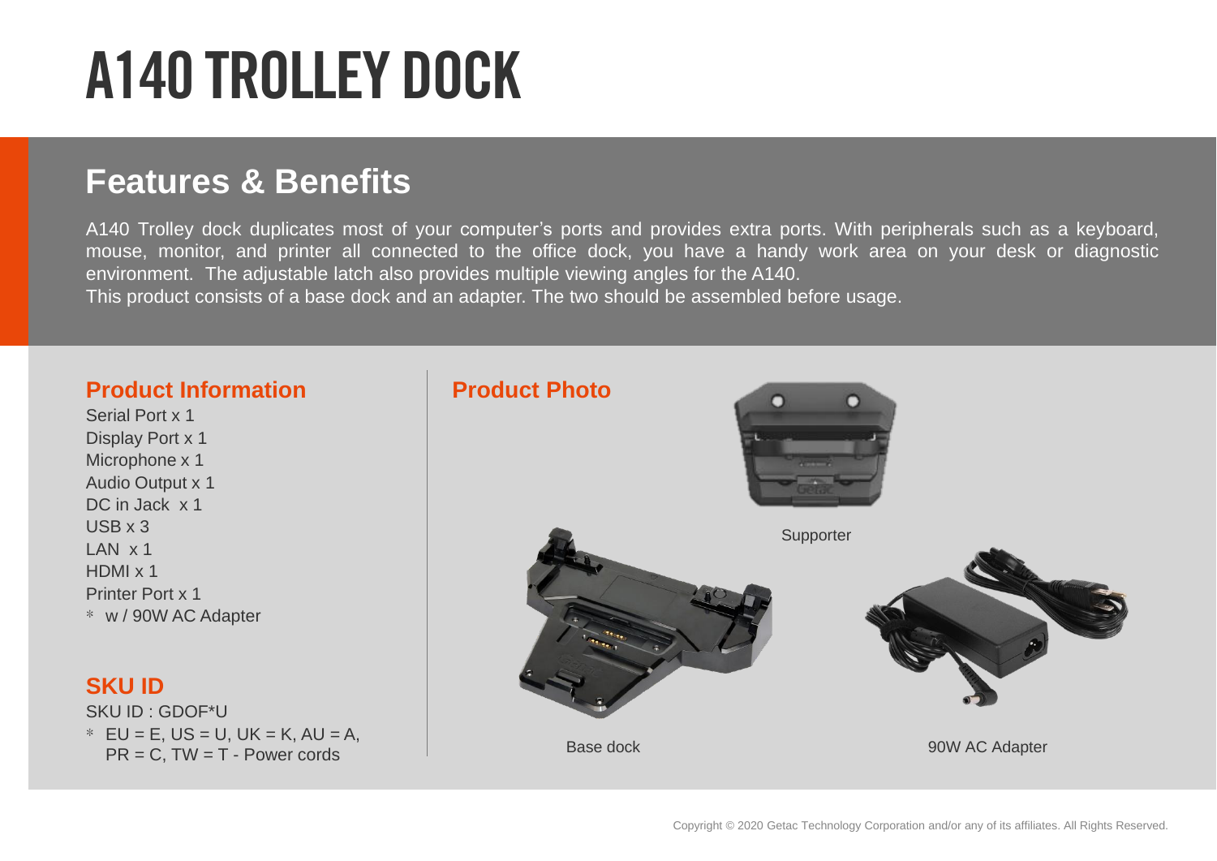# A140 TROLLEY DOCK

## Features & Benefits

A140 Trolley dock duplicates most of your computer's ports and provides extra ports. With peripherals such as a keyboard, mouse, monitor, and printer all connected to the office dock, you have a handy work area on your desk or diagnostic environment. The adjustable latch also provides multiple viewing angles for the A140.
This product consists of a base dock and an adapter. The two should be assembled before usage.

### Product Information

Serial Port x 1
Display Port x 1
Microphone x 1
Audio Output x 1
DC in Jack x 1
USB x 3
LAN x 1
HDMI x 1
Printer Port x 1
* w / 90W AC Adapter

### SKU ID

SKU ID : GDOF*U
* EU = E, US = U, UK = K, AU = A, PR = C, TW = T - Power cords

### Product Photo

Supporter

Base dock

90W AC Adapter

Copyright © 2020 Getac Technology Corporation and/or any of its affiliates. All Rights Reserved.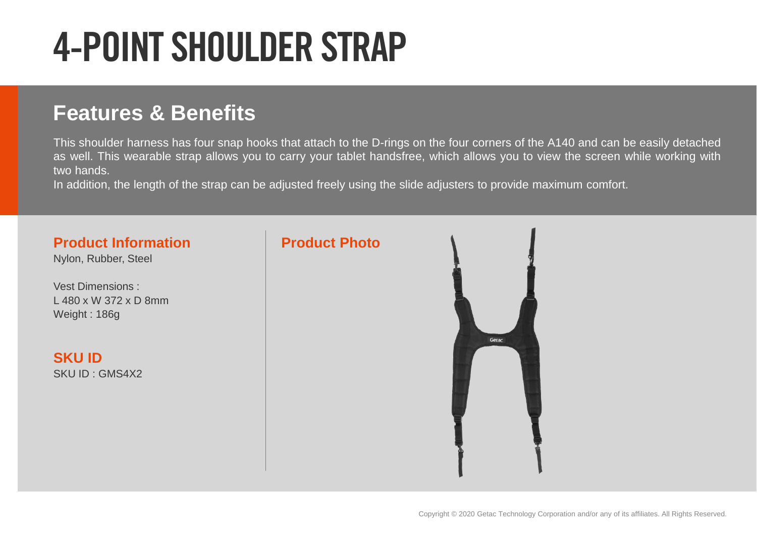# 4-POINT SHOULDER STRAP

## Features & Benefits

This shoulder harness has four snap hooks that attach to the D-rings on the four corners of the A140 and can be easily detached as well. This wearable strap allows you to carry your tablet handsfree, which allows you to view the screen while working with two hands.

In addition, the length of the strap can be adjusted freely using the slide adjusters to provide maximum comfort.

### Product Information

Nylon, Rubber, Steel

Vest Dimensions :
L 480 x W 372 x D 8mm
Weight : 186g

### SKU ID

SKU ID : GMS4X2

### Product Photo

Copyright © 2020 Getac Technology Corporation and/or any of its affiliates. All Rights Reserved.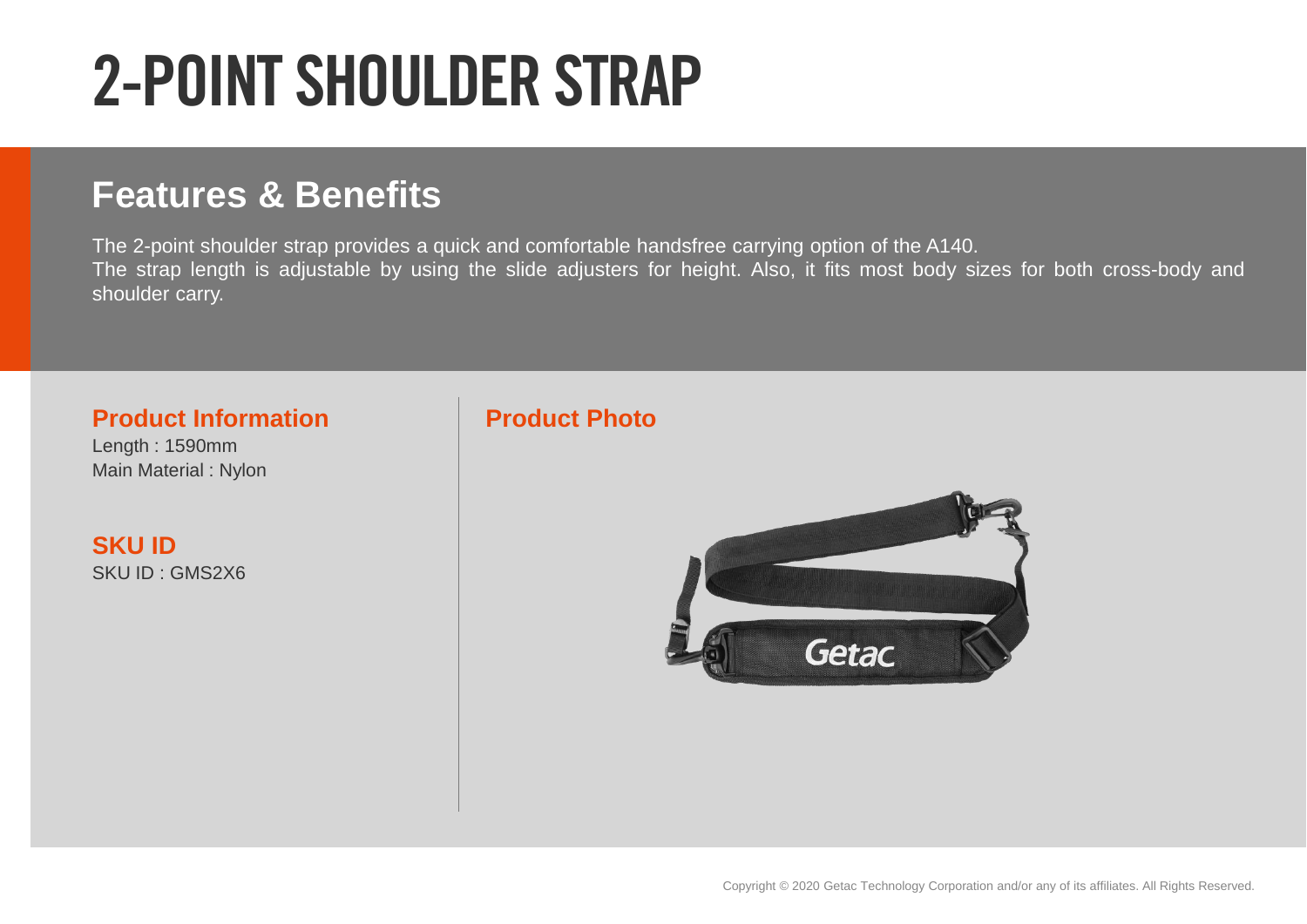# 2-POINT SHOULDER STRAP

## Features & Benefits

The 2-point shoulder strap provides a quick and comfortable handsfree carrying option of the A140.
The strap length is adjustable by using the slide adjusters for height. Also, it fits most body sizes for both cross-body and shoulder carry.

### Product Information

Length : 1590mm
Main Material : Nylon

### SKU ID

SKU ID : GMS2X6

### Product Photo

Copyright © 2020 Getac Technology Corporation and/or any of its affiliates. All Rights Reserved.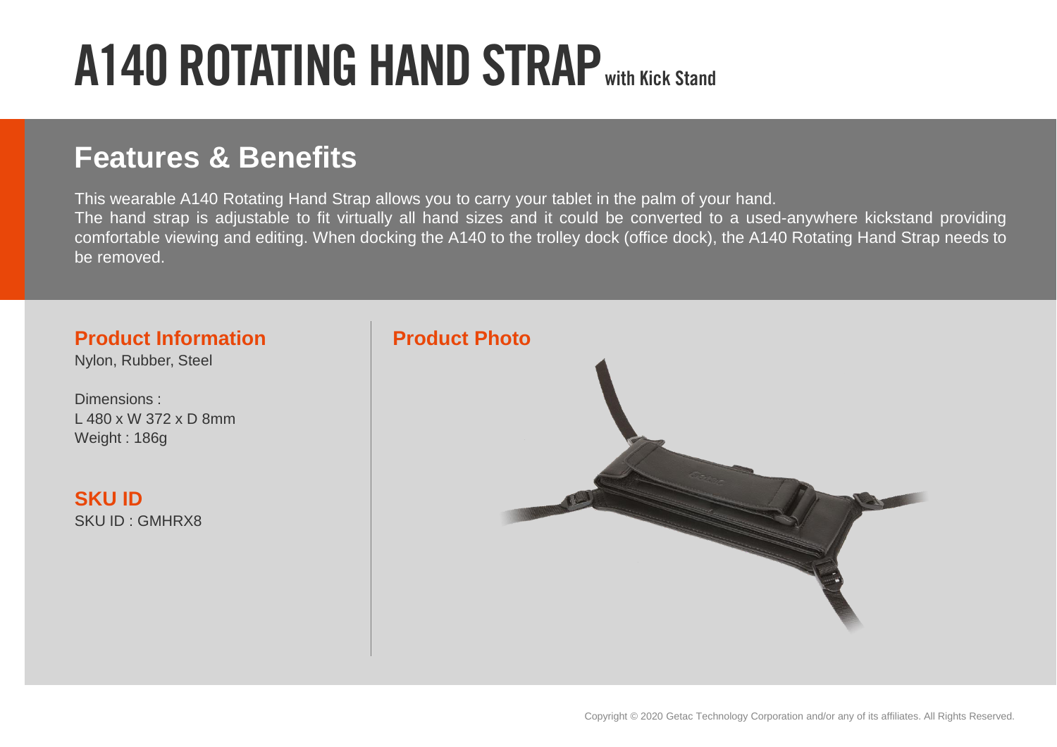# A140 ROTATING HAND STRAP with Kick Stand

## Features & Benefits

This wearable A140 Rotating Hand Strap allows you to carry your tablet in the palm of your hand.
The hand strap is adjustable to fit virtually all hand sizes and it could be converted to a used-anywhere kickstand providing comfortable viewing and editing. When docking the A140 to the trolley dock (office dock), the A140 Rotating Hand Strap needs to be removed.

### Product Information

Nylon, Rubber, Steel

Dimensions :
L 480 x W 372 x D 8mm
Weight : 186g

### SKU ID

SKU ID : GMHRX8

### Product Photo

Copyright © 2020 Getac Technology Corporation and/or any of its affiliates. All Rights Reserved.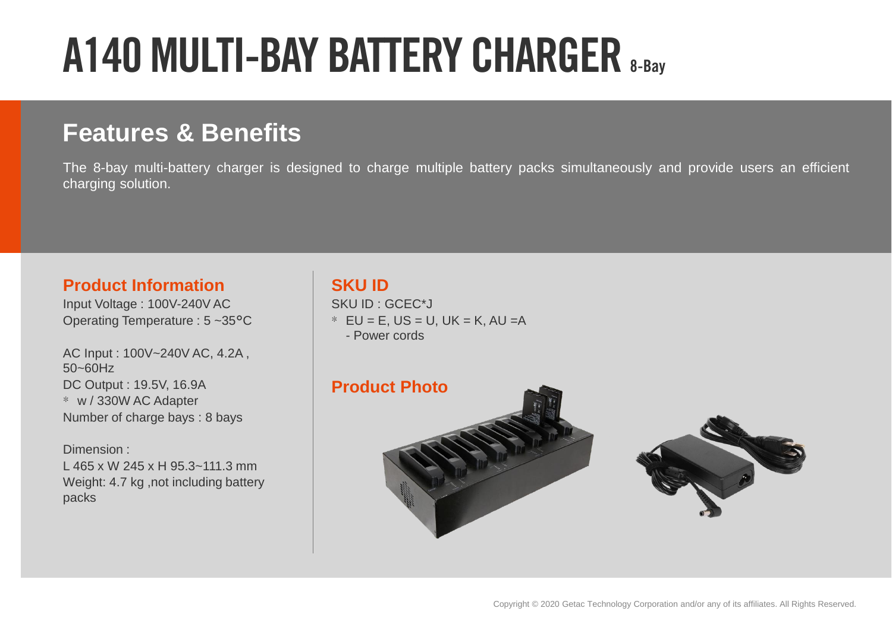# A140 MULTI-BAY BATTERY CHARGER 8-Bay

## Features & Benefits

The 8-bay multi-battery charger is designed to charge multiple battery packs simultaneously and provide users an efficient charging solution.

### Product Information

Input Voltage : 100V-240V AC
Operating Temperature : 5 ~35°C

AC Input : 100V~240V AC, 4.2A , 50~60Hz
DC Output : 19.5V, 16.9A
* w / 330W AC Adapter
Number of charge bays : 8 bays

Dimension :
L 465 x W 245 x H 95.3~111.3 mm
Weight: 4.7 kg ,not including battery packs

### SKU ID

SKU ID : GCEC*J
* EU = E, US = U, UK = K, AU =A
  - Power cords

### Product Photo

Copyright © 2020 Getac Technology Corporation and/or any of its affiliates. All Rights Reserved.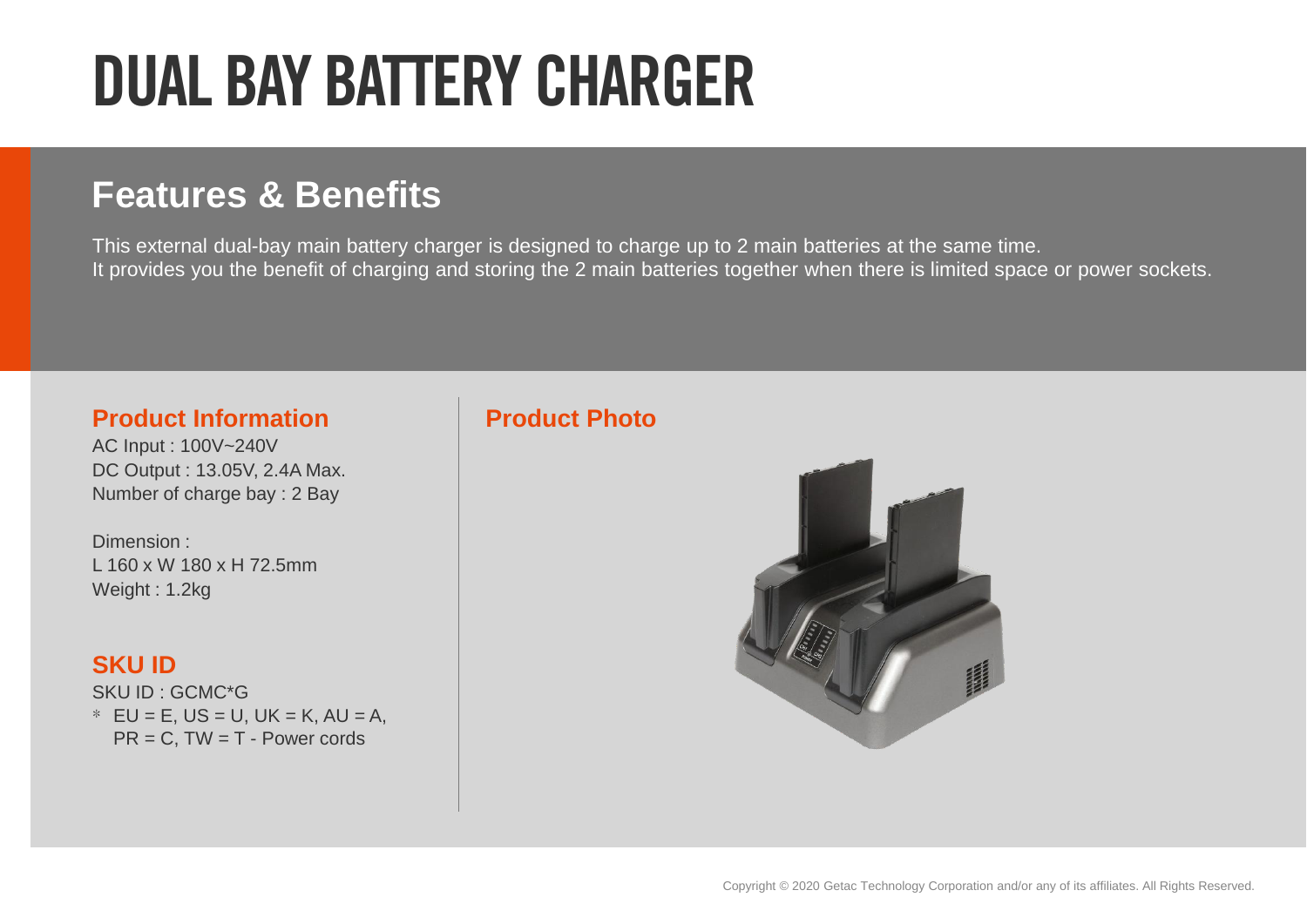# DUAL BAY BATTERY CHARGER

## Features & Benefits

This external dual-bay main battery charger is designed to charge up to 2 main batteries at the same time.
It provides you the benefit of charging and storing the 2 main batteries together when there is limited space or power sockets.

### Product Information

AC Input : 100V~240V
DC Output : 13.05V, 2.4A Max.
Number of charge bay : 2 Bay

Dimension :
L 160 x W 180 x H 72.5mm
Weight : 1.2kg

### SKU ID

SKU ID : GCMC*G
* EU = E, US = U, UK = K, AU = A,
  PR = C, TW = T - Power cords

### Product Photo

Copyright © 2020 Getac Technology Corporation and/or any of its affiliates. All Rights Reserved.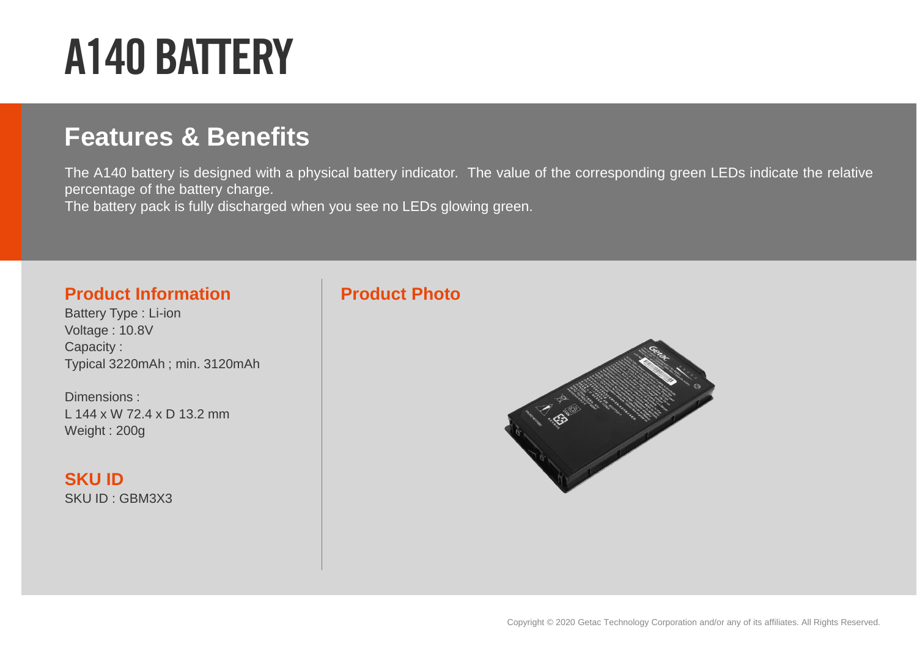# A140 BATTERY

## Features & Benefits

The A140 battery is designed with a physical battery indicator. The value of the corresponding green LEDs indicate the relative percentage of the battery charge.
The battery pack is fully discharged when you see no LEDs glowing green.

### Product Information

Battery Type : Li-ion
Voltage : 10.8V
Capacity :
Typical 3220mAh ; min. 3120mAh

Dimensions :
L 144 x W 72.4 x D 13.2 mm
Weight : 200g

### SKU ID

SKU ID : GBM3X3

### Product Photo

Copyright © 2020 Getac Technology Corporation and/or any of its affiliates. All Rights Reserved.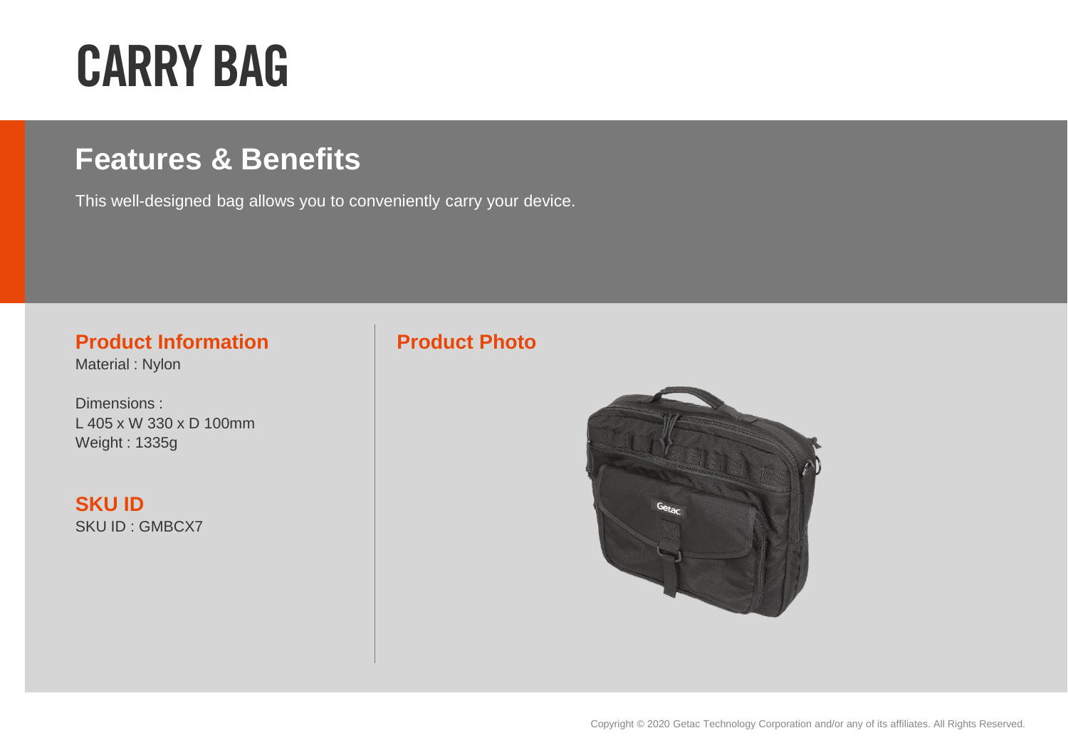# CARRY BAG

## Features & Benefits

This well-designed bag allows you to conveniently carry your device.

### Product Information

Material : Nylon

Dimensions :
L 405 x W 330 x D 100mm
Weight : 1335g

### SKU ID

SKU ID : GMBCX7

### Product Photo

Copyright © 2020 Getac Technology Corporation and/or any of its affiliates. All Rights Reserved.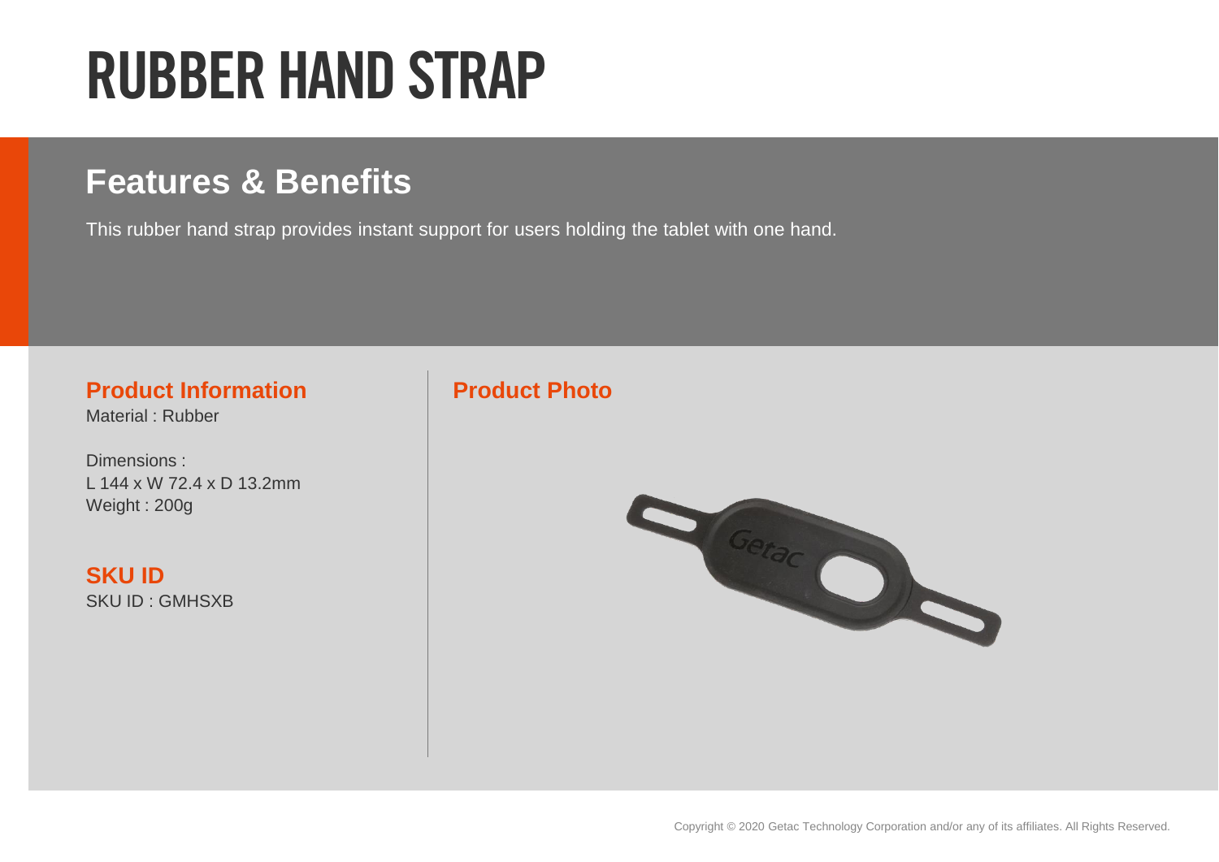# RUBBER HAND STRAP

## Features & Benefits

This rubber hand strap provides instant support for users holding the tablet with one hand.

### Product Information

Material : Rubber

Dimensions :
L 144 x W 72.4 x D 13.2mm
Weight : 200g

### SKU ID

SKU ID : GMHSXB

### Product Photo

Copyright © 2020 Getac Technology Corporation and/or any of its affiliates. All Rights Reserved.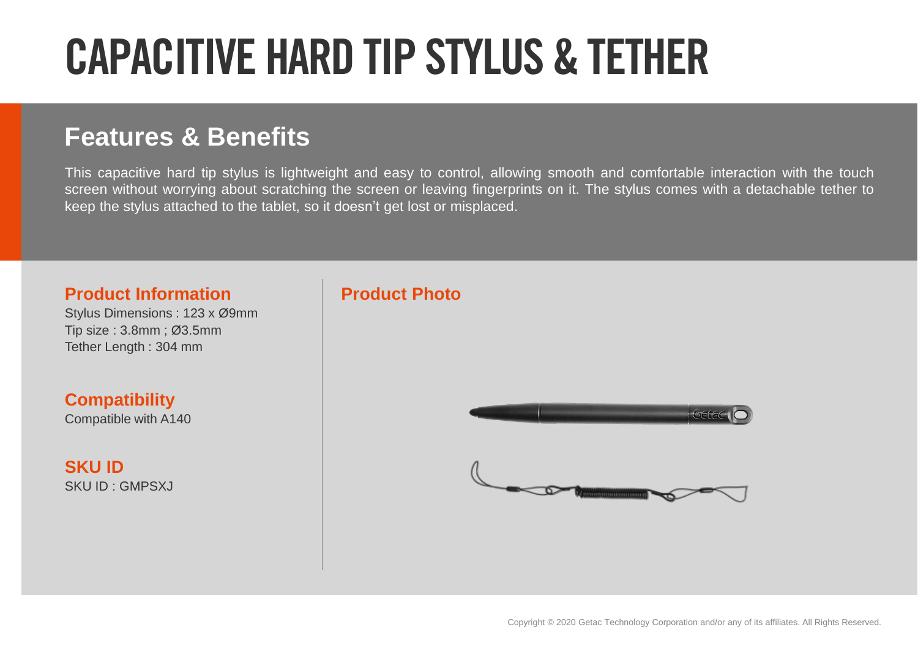# CAPACITIVE HARD TIP STYLUS & TETHER

## Features & Benefits

This capacitive hard tip stylus is lightweight and easy to control, allowing smooth and comfortable interaction with the touch screen without worrying about scratching the screen or leaving fingerprints on it. The stylus comes with a detachable tether to keep the stylus attached to the tablet, so it doesn't get lost or misplaced.

### Product Information

Stylus Dimensions : 123 x Ø9mm
Tip size : 3.8mm ; Ø3.5mm
Tether Length : 304 mm

### Compatibility

Compatible with A140

### SKU ID

SKU ID : GMPSXJ

### Product Photo

Copyright © 2020 Getac Technology Corporation and/or any of its affiliates. All Rights Reserved.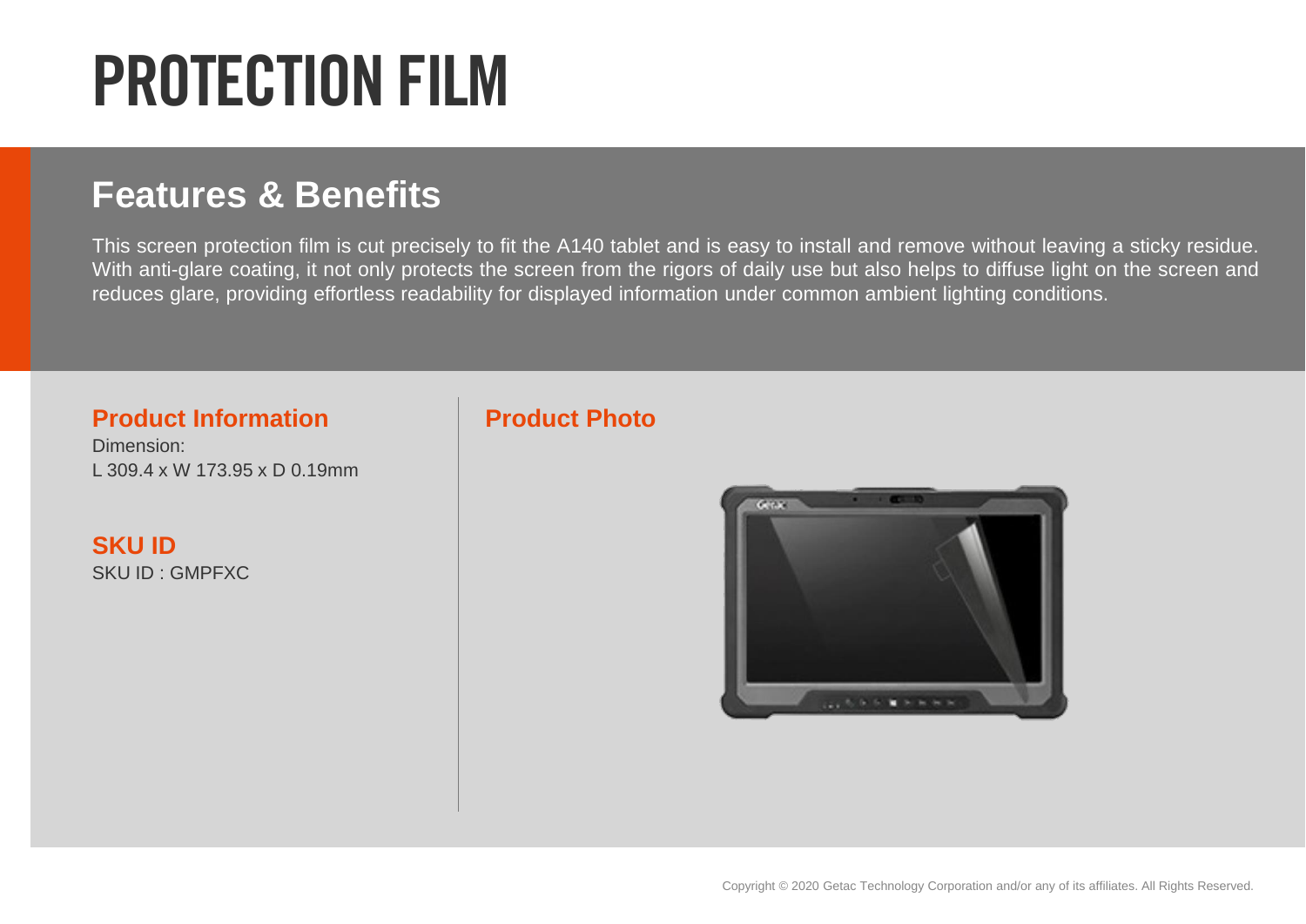# PROTECTION FILM

## Features & Benefits

This screen protection film is cut precisely to fit the A140 tablet and is easy to install and remove without leaving a sticky residue. With anti-glare coating, it not only protects the screen from the rigors of daily use but also helps to diffuse light on the screen and reduces glare, providing effortless readability for displayed information under common ambient lighting conditions.

### Product Information

Dimension:
L 309.4 x W 173.95 x D 0.19mm

### SKU ID

SKU ID : GMPFXC

### Product Photo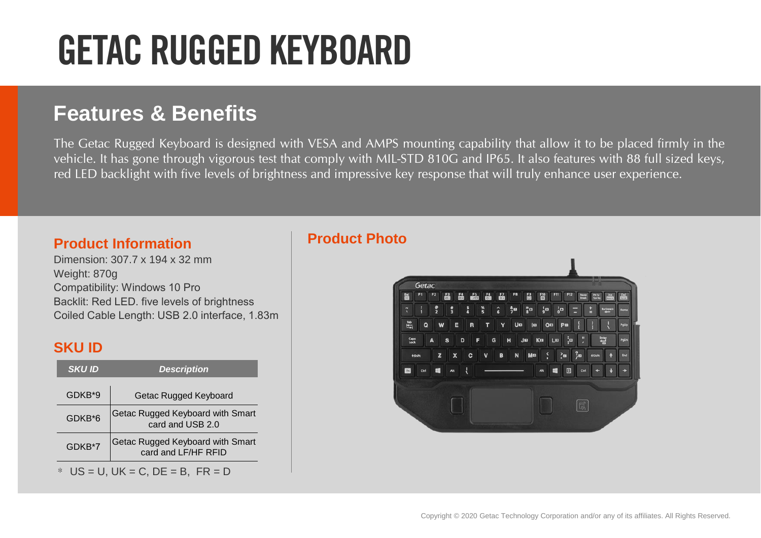# GETAC RUGGED KEYBOARD

## Features & Benefits

The Getac Rugged Keyboard is designed with VESA and AMPS mounting capability that allow it to be placed firmly in the vehicle. It has gone through vigorous test that comply with MIL-STD 810G and IP65. It also features with 88 full sized keys, red LED backlight with five levels of brightness and impressive key response that will truly enhance user experience.

### Product Information

Dimension: 307.7 x 194 x 32 mm
Weight: 870g
Compatibility: Windows 10 Pro
Backlit: Red LED. five levels of brightness
Coiled Cable Length: USB 2.0 interface, 1.83m

### SKU ID

| ***SKU ID*** | ***Description*** |
|---|---|
| GDKB*9 | Getac Rugged Keyboard |
| GDKB*6 | Getac Rugged Keyboard with Smart card and USB 2.0 |
| GDKB*7 | Getac Rugged Keyboard with Smart card and LF/HF RFID |

\* US = U, UK = C, DE = B, FR = D

### Product Photo

Copyright © 2020 Getac Technology Corporation and/or any of its affiliates. All Rights Reserved.